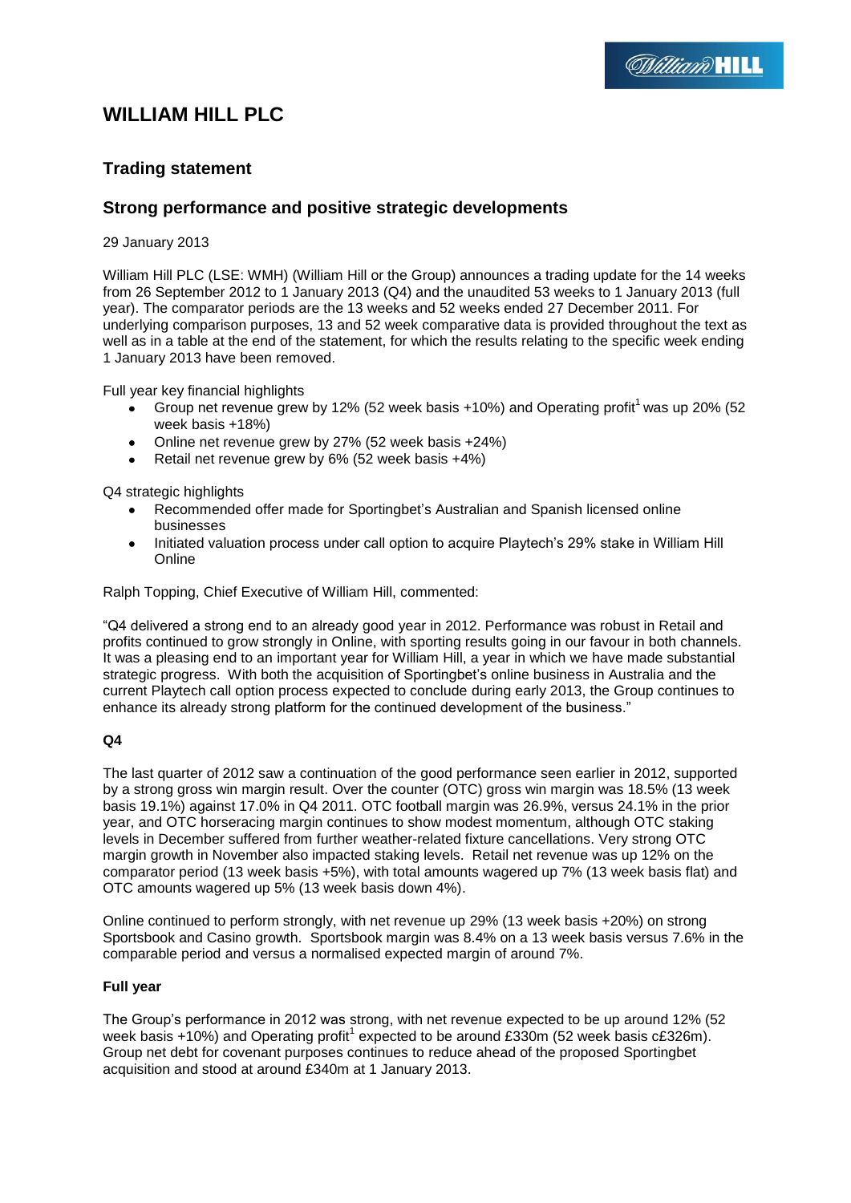# WILLIAM HILL PLC

## Trading statement

## Strong performance and positive strategic developments

29 January 2013

William Hill PLC (LSE: WMH) (William Hill or the Group) announces a trading update for the 14 weeks from 26 September 2012 to 1 January 2013 (Q4) and the unaudited 53 weeks to 1 January 2013 (full year). The comparator periods are the 13 weeks and 52 weeks ended 27 December 2011. For underlying comparison purposes, 13 and 52 week comparative data is provided throughout the text as well as in a table at the end of the statement, for which the results relating to the specific week ending 1 January 2013 have been removed.

Full year key financial highlights

- Group net revenue grew by 12% (52 week basis +10%) and Operating profit[1] was up 20% (52 week basis +18%)
- Online net revenue grew by 27% (52 week basis +24%)
- Retail net revenue grew by 6% (52 week basis +4%)

Q4 strategic highlights

- Recommended offer made for Sportingbet's Australian and Spanish licensed online businesses
- Initiated valuation process under call option to acquire Playtech's 29% stake in William Hill Online

Ralph Topping, Chief Executive of William Hill, commented:

"Q4 delivered a strong end to an already good year in 2012. Performance was robust in Retail and profits continued to grow strongly in Online, with sporting results going in our favour in both channels. It was a pleasing end to an important year for William Hill, a year in which we have made substantial strategic progress. With both the acquisition of Sportingbet's online business in Australia and the current Playtech call option process expected to conclude during early 2013, the Group continues to enhance its already strong platform for the continued development of the business."

**Q4**

The last quarter of 2012 saw a continuation of the good performance seen earlier in 2012, supported by a strong gross win margin result. Over the counter (OTC) gross win margin was 18.5% (13 week basis 19.1%) against 17.0% in Q4 2011. OTC football margin was 26.9%, versus 24.1% in the prior year, and OTC horseracing margin continues to show modest momentum, although OTC staking levels in December suffered from further weather-related fixture cancellations. Very strong OTC margin growth in November also impacted staking levels. Retail net revenue was up 12% on the comparator period (13 week basis +5%), with total amounts wagered up 7% (13 week basis flat) and OTC amounts wagered up 5% (13 week basis down 4%).

Online continued to perform strongly, with net revenue up 29% (13 week basis +20%) on strong Sportsbook and Casino growth. Sportsbook margin was 8.4% on a 13 week basis versus 7.6% in the comparable period and versus a normalised expected margin of around 7%.

**Full year**

The Group's performance in 2012 was strong, with net revenue expected to be up around 12% (52 week basis +10%) and Operating profit[1] expected to be around £330m (52 week basis c£326m). Group net debt for covenant purposes continues to reduce ahead of the proposed Sportingbet acquisition and stood at around £340m at 1 January 2013.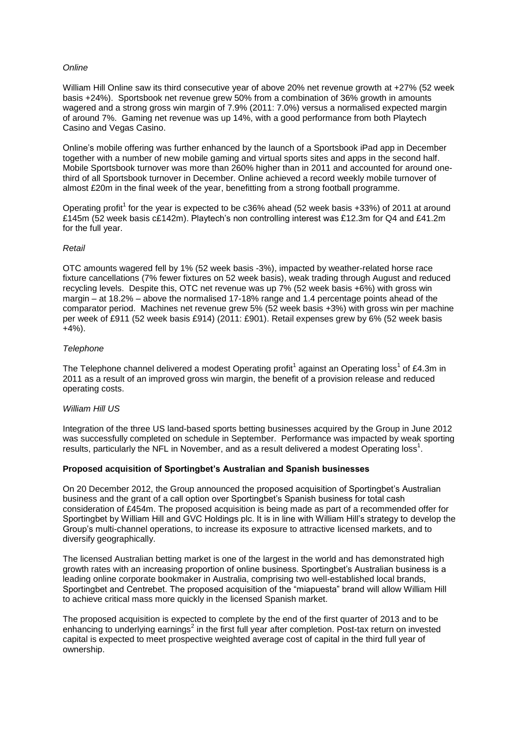*Online*

William Hill Online saw its third consecutive year of above 20% net revenue growth at +27% (52 week basis +24%). Sportsbook net revenue grew 50% from a combination of 36% growth in amounts wagered and a strong gross win margin of 7.9% (2011: 7.0%) versus a normalised expected margin of around 7%. Gaming net revenue was up 14%, with a good performance from both Playtech Casino and Vegas Casino.

Online's mobile offering was further enhanced by the launch of a Sportsbook iPad app in December together with a number of new mobile gaming and virtual sports sites and apps in the second half. Mobile Sportsbook turnover was more than 260% higher than in 2011 and accounted for around one-third of all Sportsbook turnover in December. Online achieved a record weekly mobile turnover of almost £20m in the final week of the year, benefitting from a strong football programme.

Operating profit[1] for the year is expected to be c36% ahead (52 week basis +33%) of 2011 at around £145m (52 week basis c£142m). Playtech's non controlling interest was £12.3m for Q4 and £41.2m for the full year.

*Retail*

OTC amounts wagered fell by 1% (52 week basis -3%), impacted by weather-related horse race fixture cancellations (7% fewer fixtures on 52 week basis), weak trading through August and reduced recycling levels. Despite this, OTC net revenue was up 7% (52 week basis +6%) with gross win margin – at 18.2% – above the normalised 17-18% range and 1.4 percentage points ahead of the comparator period. Machines net revenue grew 5% (52 week basis +3%) with gross win per machine per week of £911 (52 week basis £914) (2011: £901). Retail expenses grew by 6% (52 week basis +4%).

*Telephone*

The Telephone channel delivered a modest Operating profit[1] against an Operating loss[1] of £4.3m in 2011 as a result of an improved gross win margin, the benefit of a provision release and reduced operating costs.

*William Hill US*

Integration of the three US land-based sports betting businesses acquired by the Group in June 2012 was successfully completed on schedule in September. Performance was impacted by weak sporting results, particularly the NFL in November, and as a result delivered a modest Operating loss[1].

**Proposed acquisition of Sportingbet's Australian and Spanish businesses**

On 20 December 2012, the Group announced the proposed acquisition of Sportingbet's Australian business and the grant of a call option over Sportingbet's Spanish business for total cash consideration of £454m. The proposed acquisition is being made as part of a recommended offer for Sportingbet by William Hill and GVC Holdings plc. It is in line with William Hill's strategy to develop the Group's multi-channel operations, to increase its exposure to attractive licensed markets, and to diversify geographically.

The licensed Australian betting market is one of the largest in the world and has demonstrated high growth rates with an increasing proportion of online business. Sportingbet's Australian business is a leading online corporate bookmaker in Australia, comprising two well-established local brands, Sportingbet and Centrebet. The proposed acquisition of the "miapuesta" brand will allow William Hill to achieve critical mass more quickly in the licensed Spanish market.

The proposed acquisition is expected to complete by the end of the first quarter of 2013 and to be enhancing to underlying earnings[2] in the first full year after completion. Post-tax return on invested capital is expected to meet prospective weighted average cost of capital in the third full year of ownership.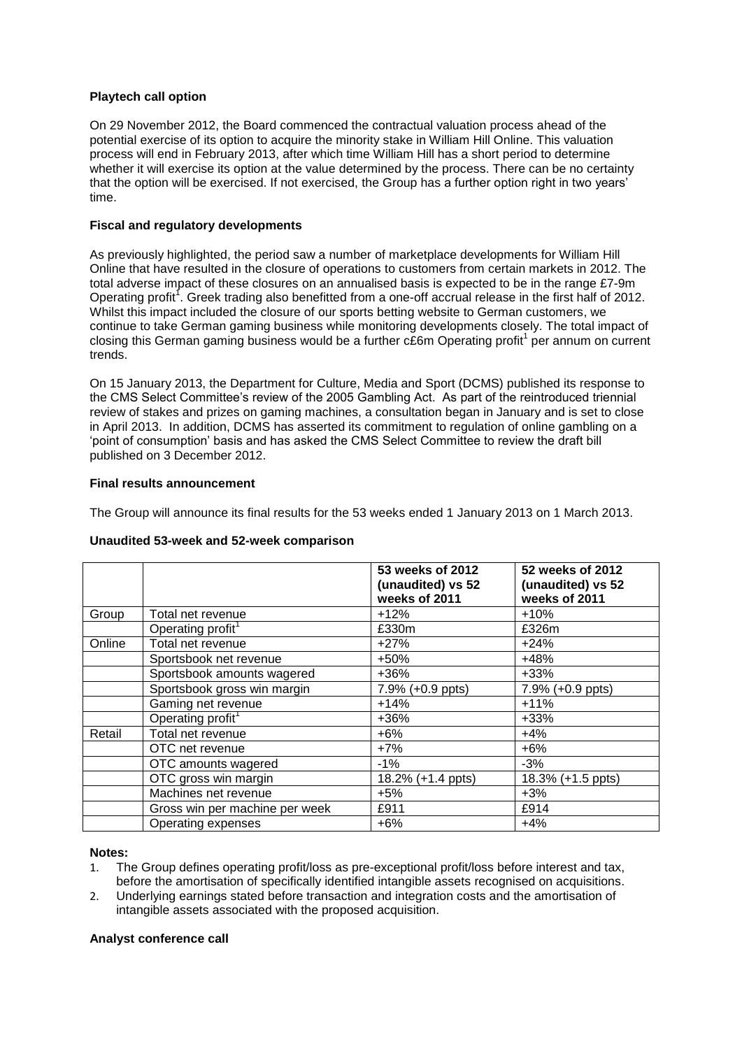**Playtech call option**

On 29 November 2012, the Board commenced the contractual valuation process ahead of the potential exercise of its option to acquire the minority stake in William Hill Online. This valuation process will end in February 2013, after which time William Hill has a short period to determine whether it will exercise its option at the value determined by the process. There can be no certainty that the option will be exercised. If not exercised, the Group has a further option right in two years' time.

**Fiscal and regulatory developments**

As previously highlighted, the period saw a number of marketplace developments for William Hill Online that have resulted in the closure of operations to customers from certain markets in 2012. The total adverse impact of these closures on an annualised basis is expected to be in the range £7-9m Operating profit[1]. Greek trading also benefitted from a one-off accrual release in the first half of 2012. Whilst this impact included the closure of our sports betting website to German customers, we continue to take German gaming business while monitoring developments closely. The total impact of closing this German gaming business would be a further c£6m Operating profit[1] per annum on current trends.

On 15 January 2013, the Department for Culture, Media and Sport (DCMS) published its response to the CMS Select Committee's review of the 2005 Gambling Act. As part of the reintroduced triennial review of stakes and prizes on gaming machines, a consultation began in January and is set to close in April 2013. In addition, DCMS has asserted its commitment to regulation of online gambling on a 'point of consumption' basis and has asked the CMS Select Committee to review the draft bill published on 3 December 2012.

**Final results announcement**

The Group will announce its final results for the 53 weeks ended 1 January 2013 on 1 March 2013.

**Unaudited 53-week and 52-week comparison**

| | | 53 weeks of 2012 (unaudited) vs 52 weeks of 2011 | 52 weeks of 2012 (unaudited) vs 52 weeks of 2011 |
|---|---|---|---|
| Group | Total net revenue | +12% | +10% |
| | Operating profit[1] | £330m | £326m |
| Online | Total net revenue | +27% | +24% |
| | Sportsbook net revenue | +50% | +48% |
| | Sportsbook amounts wagered | +36% | +33% |
| | Sportsbook gross win margin | 7.9% (+0.9 ppts) | 7.9% (+0.9 ppts) |
| | Gaming net revenue | +14% | +11% |
| | Operating profit[1] | +36% | +33% |
| Retail | Total net revenue | +6% | +4% |
| | OTC net revenue | +7% | +6% |
| | OTC amounts wagered | -1% | -3% |
| | OTC gross win margin | 18.2% (+1.4 ppts) | 18.3% (+1.5 ppts) |
| | Machines net revenue | +5% | +3% |
| | Gross win per machine per week | £911 | £914 |
| | Operating expenses | +6% | +4% |

**Notes:**

1. The Group defines operating profit/loss as pre-exceptional profit/loss before interest and tax, before the amortisation of specifically identified intangible assets recognised on acquisitions.
2. Underlying earnings stated before transaction and integration costs and the amortisation of intangible assets associated with the proposed acquisition.

**Analyst conference call**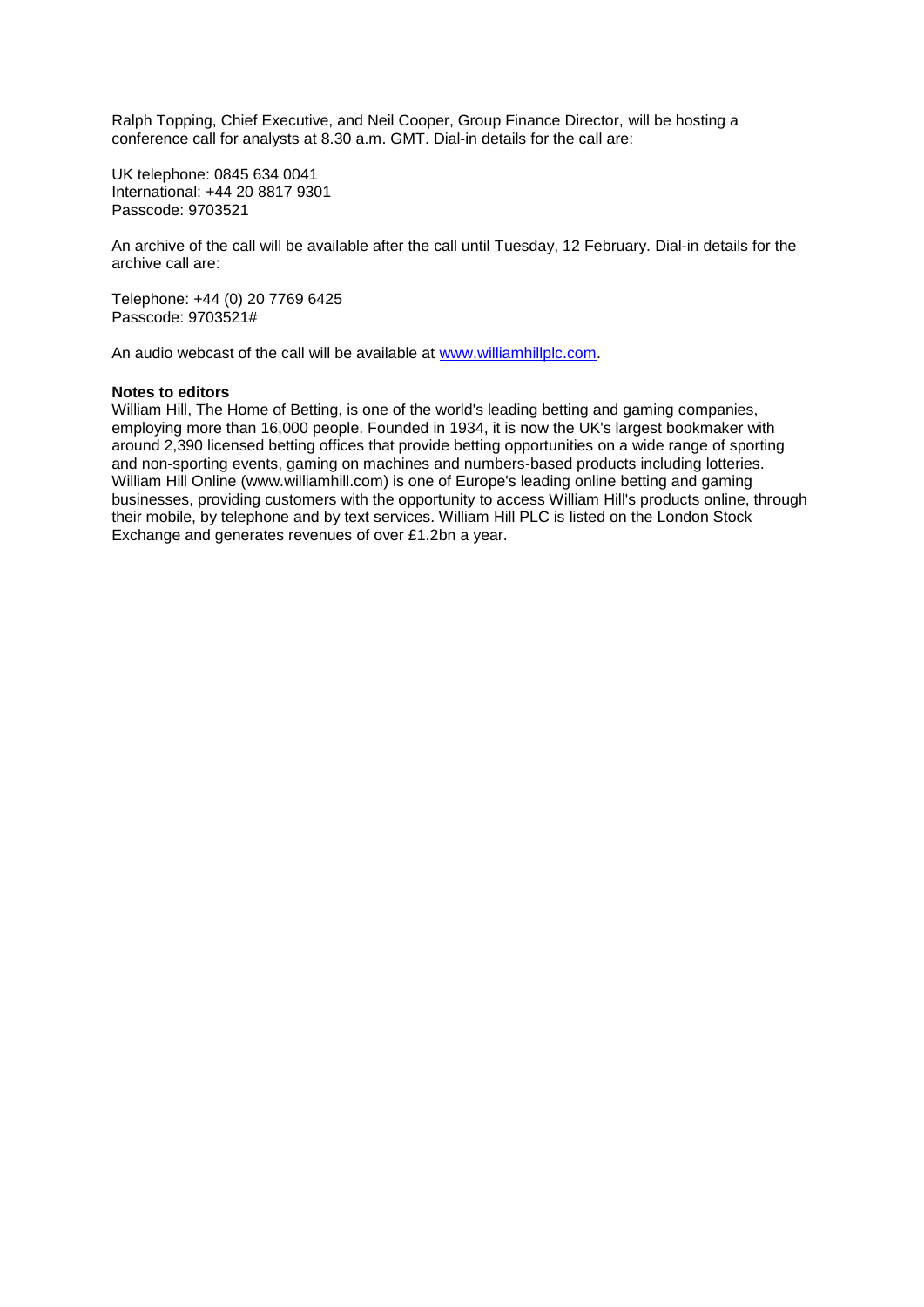Ralph Topping, Chief Executive, and Neil Cooper, Group Finance Director, will be hosting a conference call for analysts at 8.30 a.m. GMT. Dial-in details for the call are:

UK telephone: 0845 634 0041
International: +44 20 8817 9301
Passcode: 9703521

An archive of the call will be available after the call until Tuesday, 12 February. Dial-in details for the archive call are:

Telephone: +44 (0) 20 7769 6425
Passcode: 9703521#

An audio webcast of the call will be available at www.williamhillplc.com.

**Notes to editors**

William Hill, The Home of Betting, is one of the world's leading betting and gaming companies, employing more than 16,000 people. Founded in 1934, it is now the UK's largest bookmaker with around 2,390 licensed betting offices that provide betting opportunities on a wide range of sporting and non-sporting events, gaming on machines and numbers-based products including lotteries. William Hill Online (www.williamhill.com) is one of Europe's leading online betting and gaming businesses, providing customers with the opportunity to access William Hill's products online, through their mobile, by telephone and by text services. William Hill PLC is listed on the London Stock Exchange and generates revenues of over £1.2bn a year.